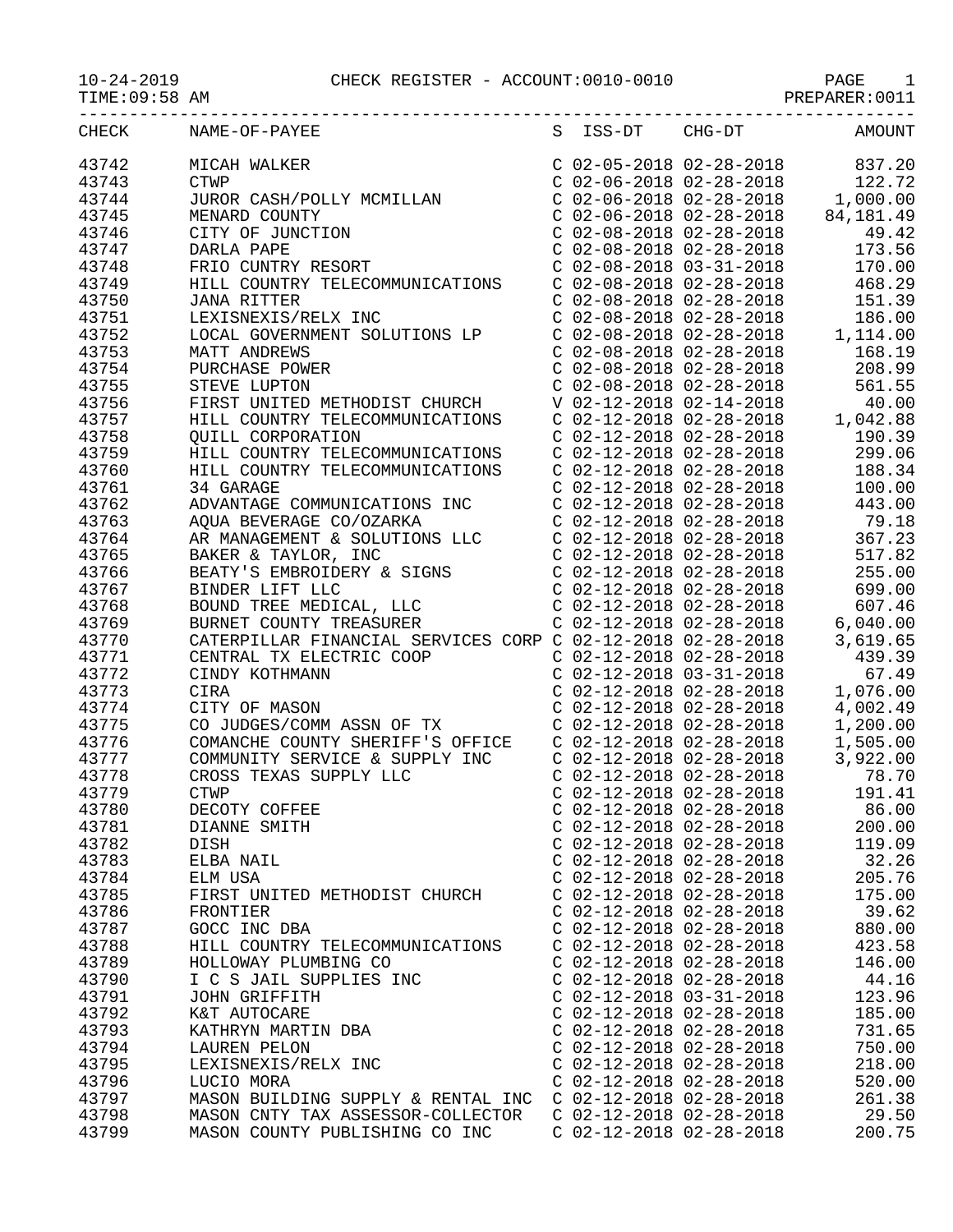10-24-2019 CHECK REGISTER - ACCOUNT:0010-0010

TIME:09:58 AM PREPARER:0011

| CHECK | NAME-OF-PAYEE | S | ISS-DT | CHG-DT | AMOUNT |
|---|---|---|---|---|---|
| 43742 | MICAH WALKER | C | 02-05-2018 | 02-28-2018 | 837.20 |
| 43743 | CTWP | C | 02-06-2018 | 02-28-2018 | 122.72 |
| 43744 | JUROR CASH/POLLY MCMILLAN | C | 02-06-2018 | 02-28-2018 | 1,000.00 |
| 43745 | MENARD COUNTY | C | 02-06-2018 | 02-28-2018 | 84,181.49 |
| 43746 | CITY OF JUNCTION | C | 02-08-2018 | 02-28-2018 | 49.42 |
| 43747 | DARLA PAPE | C | 02-08-2018 | 02-28-2018 | 173.56 |
| 43748 | FRIO CUNTRY RESORT | C | 02-08-2018 | 03-31-2018 | 170.00 |
| 43749 | HILL COUNTRY TELECOMMUNICATIONS | C | 02-08-2018 | 02-28-2018 | 468.29 |
| 43750 | JANA RITTER | C | 02-08-2018 | 02-28-2018 | 151.39 |
| 43751 | LEXISNEXIS/RELX INC | C | 02-08-2018 | 02-28-2018 | 186.00 |
| 43752 | LOCAL GOVERNMENT SOLUTIONS LP | C | 02-08-2018 | 02-28-2018 | 1,114.00 |
| 43753 | MATT ANDREWS | C | 02-08-2018 | 02-28-2018 | 168.19 |
| 43754 | PURCHASE POWER | C | 02-08-2018 | 02-28-2018 | 208.99 |
| 43755 | STEVE LUPTON | C | 02-08-2018 | 02-28-2018 | 561.55 |
| 43756 | FIRST UNITED METHODIST CHURCH | V | 02-12-2018 | 02-14-2018 | 40.00 |
| 43757 | HILL COUNTRY TELECOMMUNICATIONS | C | 02-12-2018 | 02-28-2018 | 1,042.88 |
| 43758 | QUILL CORPORATION | C | 02-12-2018 | 02-28-2018 | 190.39 |
| 43759 | HILL COUNTRY TELECOMMUNICATIONS | C | 02-12-2018 | 02-28-2018 | 299.06 |
| 43760 | HILL COUNTRY TELECOMMUNICATIONS | C | 02-12-2018 | 02-28-2018 | 188.34 |
| 43761 | 34 GARAGE | C | 02-12-2018 | 02-28-2018 | 100.00 |
| 43762 | ADVANTAGE COMMUNICATIONS INC | C | 02-12-2018 | 02-28-2018 | 443.00 |
| 43763 | AQUA BEVERAGE CO/OZARKA | C | 02-12-2018 | 02-28-2018 | 79.18 |
| 43764 | AR MANAGEMENT & SOLUTIONS LLC | C | 02-12-2018 | 02-28-2018 | 367.23 |
| 43765 | BAKER & TAYLOR, INC | C | 02-12-2018 | 02-28-2018 | 517.82 |
| 43766 | BEATY'S EMBROIDERY & SIGNS | C | 02-12-2018 | 02-28-2018 | 255.00 |
| 43767 | BINDER LIFT LLC | C | 02-12-2018 | 02-28-2018 | 699.00 |
| 43768 | BOUND TREE MEDICAL, LLC | C | 02-12-2018 | 02-28-2018 | 607.46 |
| 43769 | BURNET COUNTY TREASURER | C | 02-12-2018 | 02-28-2018 | 6,040.00 |
| 43770 | CATERPILLAR FINANCIAL SERVICES CORP | C | 02-12-2018 | 02-28-2018 | 3,619.65 |
| 43771 | CENTRAL TX ELECTRIC COOP | C | 02-12-2018 | 02-28-2018 | 439.39 |
| 43772 | CINDY KOTHMANN | C | 02-12-2018 | 03-31-2018 | 67.49 |
| 43773 | CIRA | C | 02-12-2018 | 02-28-2018 | 1,076.00 |
| 43774 | CITY OF MASON | C | 02-12-2018 | 02-28-2018 | 4,002.49 |
| 43775 | CO JUDGES/COMM ASSN OF TX | C | 02-12-2018 | 02-28-2018 | 1,200.00 |
| 43776 | COMANCHE COUNTY SHERIFF'S OFFICE | C | 02-12-2018 | 02-28-2018 | 1,505.00 |
| 43777 | COMMUNITY SERVICE & SUPPLY INC | C | 02-12-2018 | 02-28-2018 | 3,922.00 |
| 43778 | CROSS TEXAS SUPPLY LLC | C | 02-12-2018 | 02-28-2018 | 78.70 |
| 43779 | CTWP | C | 02-12-2018 | 02-28-2018 | 191.41 |
| 43780 | DECOTY COFFEE | C | 02-12-2018 | 02-28-2018 | 86.00 |
| 43781 | DIANNE SMITH | C | 02-12-2018 | 02-28-2018 | 200.00 |
| 43782 | DISH | C | 02-12-2018 | 02-28-2018 | 119.09 |
| 43783 | ELBA NAIL | C | 02-12-2018 | 02-28-2018 | 32.26 |
| 43784 | ELM USA | C | 02-12-2018 | 02-28-2018 | 205.76 |
| 43785 | FIRST UNITED METHODIST CHURCH | C | 02-12-2018 | 02-28-2018 | 175.00 |
| 43786 | FRONTIER | C | 02-12-2018 | 02-28-2018 | 39.62 |
| 43787 | GOCC INC DBA | C | 02-12-2018 | 02-28-2018 | 880.00 |
| 43788 | HILL COUNTRY TELECOMMUNICATIONS | C | 02-12-2018 | 02-28-2018 | 423.58 |
| 43789 | HOLLOWAY PLUMBING CO | C | 02-12-2018 | 02-28-2018 | 146.00 |
| 43790 | I C S JAIL SUPPLIES INC | C | 02-12-2018 | 02-28-2018 | 44.16 |
| 43791 | JOHN GRIFFITH | C | 02-12-2018 | 03-31-2018 | 123.96 |
| 43792 | K&T AUTOCARE | C | 02-12-2018 | 02-28-2018 | 185.00 |
| 43793 | KATHRYN MARTIN DBA | C | 02-12-2018 | 02-28-2018 | 731.65 |
| 43794 | LAUREN PELON | C | 02-12-2018 | 02-28-2018 | 750.00 |
| 43795 | LEXISNEXIS/RELX INC | C | 02-12-2018 | 02-28-2018 | 218.00 |
| 43796 | LUCIO MORA | C | 02-12-2018 | 02-28-2018 | 520.00 |
| 43797 | MASON BUILDING SUPPLY & RENTAL INC | C | 02-12-2018 | 02-28-2018 | 261.38 |
| 43798 | MASON CNTY TAX ASSESSOR-COLLECTOR | C | 02-12-2018 | 02-28-2018 | 29.50 |
| 43799 | MASON COUNTY PUBLISHING CO INC | C | 02-12-2018 | 02-28-2018 | 200.75 |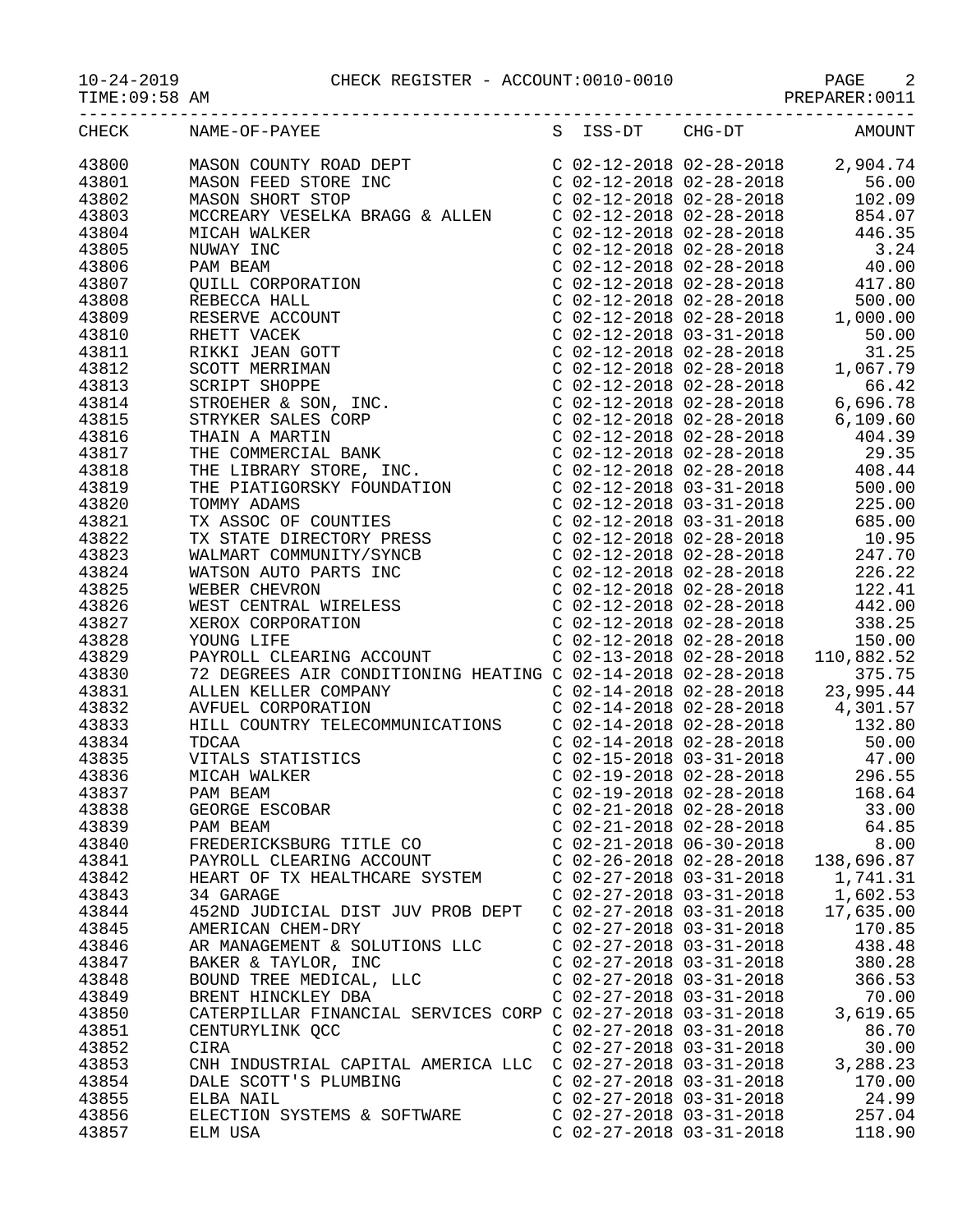CHECK REGISTER - ACCOUNT:0010-0010

10-24-2019
TIME:09:58 AM
PREPARER:0011

| CHECK | NAME-OF-PAYEE | S | ISS-DT | CHG-DT | AMOUNT |
|---|---|---|---|---|---|
| 43800 | MASON COUNTY ROAD DEPT | C | 02-12-2018 | 02-28-2018 | 2,904.74 |
| 43801 | MASON FEED STORE INC | C | 02-12-2018 | 02-28-2018 | 56.00 |
| 43802 | MASON SHORT STOP | C | 02-12-2018 | 02-28-2018 | 102.09 |
| 43803 | MCCREARY VESELKA BRAGG & ALLEN | C | 02-12-2018 | 02-28-2018 | 854.07 |
| 43804 | MICAH WALKER | C | 02-12-2018 | 02-28-2018 | 446.35 |
| 43805 | NUWAY INC | C | 02-12-2018 | 02-28-2018 | 3.24 |
| 43806 | PAM BEAM | C | 02-12-2018 | 02-28-2018 | 40.00 |
| 43807 | QUILL CORPORATION | C | 02-12-2018 | 02-28-2018 | 417.80 |
| 43808 | REBECCA HALL | C | 02-12-2018 | 02-28-2018 | 500.00 |
| 43809 | RESERVE ACCOUNT | C | 02-12-2018 | 02-28-2018 | 1,000.00 |
| 43810 | RHETT VACEK | C | 02-12-2018 | 03-31-2018 | 50.00 |
| 43811 | RIKKI JEAN GOTT | C | 02-12-2018 | 02-28-2018 | 31.25 |
| 43812 | SCOTT MERRIMAN | C | 02-12-2018 | 02-28-2018 | 1,067.79 |
| 43813 | SCRIPT SHOPPE | C | 02-12-2018 | 02-28-2018 | 66.42 |
| 43814 | STROEHER & SON, INC. | C | 02-12-2018 | 02-28-2018 | 6,696.78 |
| 43815 | STRYKER SALES CORP | C | 02-12-2018 | 02-28-2018 | 6,109.60 |
| 43816 | THAIN A MARTIN | C | 02-12-2018 | 02-28-2018 | 404.39 |
| 43817 | THE COMMERCIAL BANK | C | 02-12-2018 | 02-28-2018 | 29.35 |
| 43818 | THE LIBRARY STORE, INC. | C | 02-12-2018 | 02-28-2018 | 408.44 |
| 43819 | THE PIATIGORSKY FOUNDATION | C | 02-12-2018 | 03-31-2018 | 500.00 |
| 43820 | TOMMY ADAMS | C | 02-12-2018 | 03-31-2018 | 225.00 |
| 43821 | TX ASSOC OF COUNTIES | C | 02-12-2018 | 03-31-2018 | 685.00 |
| 43822 | TX STATE DIRECTORY PRESS | C | 02-12-2018 | 02-28-2018 | 10.95 |
| 43823 | WALMART COMMUNITY/SYNCB | C | 02-12-2018 | 02-28-2018 | 247.70 |
| 43824 | WATSON AUTO PARTS INC | C | 02-12-2018 | 02-28-2018 | 226.22 |
| 43825 | WEBER CHEVRON | C | 02-12-2018 | 02-28-2018 | 122.41 |
| 43826 | WEST CENTRAL WIRELESS | C | 02-12-2018 | 02-28-2018 | 442.00 |
| 43827 | XEROX CORPORATION | C | 02-12-2018 | 02-28-2018 | 338.25 |
| 43828 | YOUNG LIFE | C | 02-12-2018 | 02-28-2018 | 150.00 |
| 43829 | PAYROLL CLEARING ACCOUNT | C | 02-13-2018 | 02-28-2018 | 110,882.52 |
| 43830 | 72 DEGREES AIR CONDITIONING HEATING | C | 02-14-2018 | 02-28-2018 | 375.75 |
| 43831 | ALLEN KELLER COMPANY | C | 02-14-2018 | 02-28-2018 | 23,995.44 |
| 43832 | AVFUEL CORPORATION | C | 02-14-2018 | 02-28-2018 | 4,301.57 |
| 43833 | HILL COUNTRY TELECOMMUNICATIONS | C | 02-14-2018 | 02-28-2018 | 132.80 |
| 43834 | TDCAA | C | 02-14-2018 | 02-28-2018 | 50.00 |
| 43835 | VITALS STATISTICS | C | 02-15-2018 | 03-31-2018 | 47.00 |
| 43836 | MICAH WALKER | C | 02-19-2018 | 02-28-2018 | 296.55 |
| 43837 | PAM BEAM | C | 02-19-2018 | 02-28-2018 | 168.64 |
| 43838 | GEORGE ESCOBAR | C | 02-21-2018 | 02-28-2018 | 33.00 |
| 43839 | PAM BEAM | C | 02-21-2018 | 02-28-2018 | 64.85 |
| 43840 | FREDERICKSBURG TITLE CO | C | 02-21-2018 | 06-30-2018 | 8.00 |
| 43841 | PAYROLL CLEARING ACCOUNT | C | 02-26-2018 | 02-28-2018 | 138,696.87 |
| 43842 | HEART OF TX HEALTHCARE SYSTEM | C | 02-27-2018 | 03-31-2018 | 1,741.31 |
| 43843 | 34 GARAGE | C | 02-27-2018 | 03-31-2018 | 1,602.53 |
| 43844 | 452ND JUDICIAL DIST JUV PROB DEPT | C | 02-27-2018 | 03-31-2018 | 17,635.00 |
| 43845 | AMERICAN CHEM-DRY | C | 02-27-2018 | 03-31-2018 | 170.85 |
| 43846 | AR MANAGEMENT & SOLUTIONS LLC | C | 02-27-2018 | 03-31-2018 | 438.48 |
| 43847 | BAKER & TAYLOR, INC | C | 02-27-2018 | 03-31-2018 | 380.28 |
| 43848 | BOUND TREE MEDICAL, LLC | C | 02-27-2018 | 03-31-2018 | 366.53 |
| 43849 | BRENT HINCKLEY DBA | C | 02-27-2018 | 03-31-2018 | 70.00 |
| 43850 | CATERPILLAR FINANCIAL SERVICES CORP | C | 02-27-2018 | 03-31-2018 | 3,619.65 |
| 43851 | CENTURYLINK QCC | C | 02-27-2018 | 03-31-2018 | 86.70 |
| 43852 | CIRA | C | 02-27-2018 | 03-31-2018 | 30.00 |
| 43853 | CNH INDUSTRIAL CAPITAL AMERICA LLC | C | 02-27-2018 | 03-31-2018 | 3,288.23 |
| 43854 | DALE SCOTT'S PLUMBING | C | 02-27-2018 | 03-31-2018 | 170.00 |
| 43855 | ELBA NAIL | C | 02-27-2018 | 03-31-2018 | 24.99 |
| 43856 | ELECTION SYSTEMS & SOFTWARE | C | 02-27-2018 | 03-31-2018 | 257.04 |
| 43857 | ELM USA | C | 02-27-2018 | 03-31-2018 | 118.90 |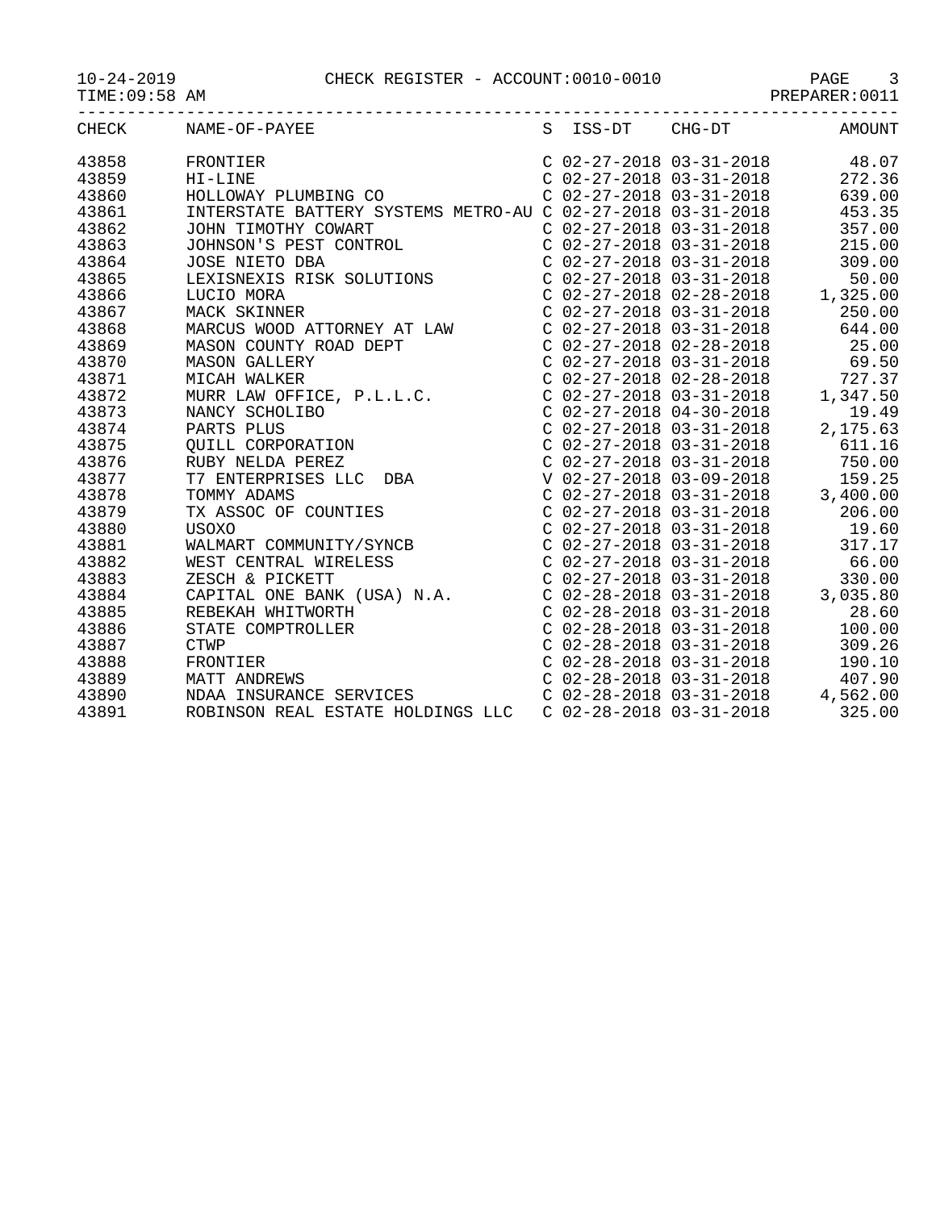10-24-2019 CHECK REGISTER - ACCOUNT:0010-0010
TIME:09:58 AM PREPARER:0011

| CHECK | NAME-OF-PAYEE | S | ISS-DT | CHG-DT | AMOUNT |
|---|---|---|---|---|---|
| 43858 | FRONTIER | C | 02-27-2018 | 03-31-2018 | 48.07 |
| 43859 | HI-LINE | C | 02-27-2018 | 03-31-2018 | 272.36 |
| 43860 | HOLLOWAY PLUMBING CO | C | 02-27-2018 | 03-31-2018 | 639.00 |
| 43861 | INTERSTATE BATTERY SYSTEMS METRO-AU | C | 02-27-2018 | 03-31-2018 | 453.35 |
| 43862 | JOHN TIMOTHY COWART | C | 02-27-2018 | 03-31-2018 | 357.00 |
| 43863 | JOHNSON'S PEST CONTROL | C | 02-27-2018 | 03-31-2018 | 215.00 |
| 43864 | JOSE NIETO DBA | C | 02-27-2018 | 03-31-2018 | 309.00 |
| 43865 | LEXISNEXIS RISK SOLUTIONS | C | 02-27-2018 | 03-31-2018 | 50.00 |
| 43866 | LUCIO MORA | C | 02-27-2018 | 02-28-2018 | 1,325.00 |
| 43867 | MACK SKINNER | C | 02-27-2018 | 03-31-2018 | 250.00 |
| 43868 | MARCUS WOOD ATTORNEY AT LAW | C | 02-27-2018 | 03-31-2018 | 644.00 |
| 43869 | MASON COUNTY ROAD DEPT | C | 02-27-2018 | 02-28-2018 | 25.00 |
| 43870 | MASON GALLERY | C | 02-27-2018 | 03-31-2018 | 69.50 |
| 43871 | MICAH WALKER | C | 02-27-2018 | 02-28-2018 | 727.37 |
| 43872 | MURR LAW OFFICE, P.L.L.C. | C | 02-27-2018 | 03-31-2018 | 1,347.50 |
| 43873 | NANCY SCHOLIBO | C | 02-27-2018 | 04-30-2018 | 19.49 |
| 43874 | PARTS PLUS | C | 02-27-2018 | 03-31-2018 | 2,175.63 |
| 43875 | QUILL CORPORATION | C | 02-27-2018 | 03-31-2018 | 611.16 |
| 43876 | RUBY NELDA PEREZ | C | 02-27-2018 | 03-31-2018 | 750.00 |
| 43877 | T7 ENTERPRISES LLC DBA | V | 02-27-2018 | 03-09-2018 | 159.25 |
| 43878 | TOMMY ADAMS | C | 02-27-2018 | 03-31-2018 | 3,400.00 |
| 43879 | TX ASSOC OF COUNTIES | C | 02-27-2018 | 03-31-2018 | 206.00 |
| 43880 | USOXO | C | 02-27-2018 | 03-31-2018 | 19.60 |
| 43881 | WALMART COMMUNITY/SYNCB | C | 02-27-2018 | 03-31-2018 | 317.17 |
| 43882 | WEST CENTRAL WIRELESS | C | 02-27-2018 | 03-31-2018 | 66.00 |
| 43883 | ZESCH & PICKETT | C | 02-27-2018 | 03-31-2018 | 330.00 |
| 43884 | CAPITAL ONE BANK (USA) N.A. | C | 02-28-2018 | 03-31-2018 | 3,035.80 |
| 43885 | REBEKAH WHITWORTH | C | 02-28-2018 | 03-31-2018 | 28.60 |
| 43886 | STATE COMPTROLLER | C | 02-28-2018 | 03-31-2018 | 100.00 |
| 43887 | CTWP | C | 02-28-2018 | 03-31-2018 | 309.26 |
| 43888 | FRONTIER | C | 02-28-2018 | 03-31-2018 | 190.10 |
| 43889 | MATT ANDREWS | C | 02-28-2018 | 03-31-2018 | 407.90 |
| 43890 | NDAA INSURANCE SERVICES | C | 02-28-2018 | 03-31-2018 | 4,562.00 |
| 43891 | ROBINSON REAL ESTATE HOLDINGS LLC | C | 02-28-2018 | 03-31-2018 | 325.00 |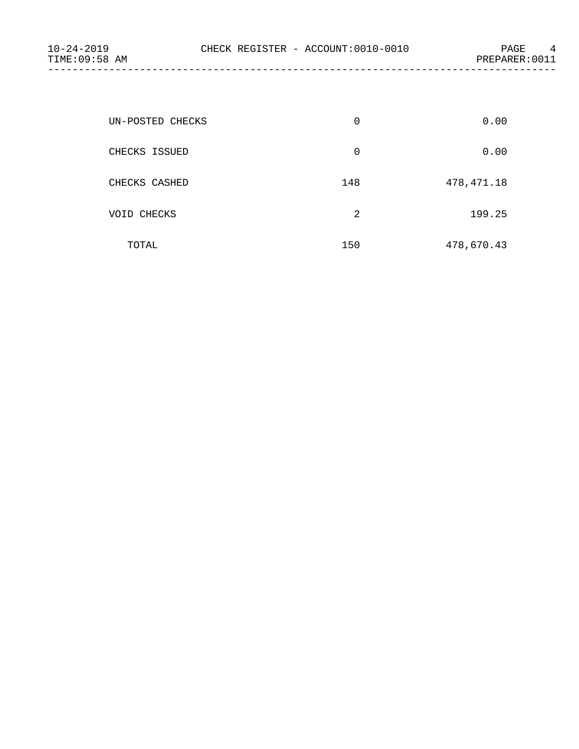| | | |
|---|---|---|
| UN-POSTED CHECKS | 0 | 0.00 |
| CHECKS ISSUED | 0 | 0.00 |
| CHECKS CASHED | 148 | 478,471.18 |
| VOID CHECKS | 2 | 199.25 |
| TOTAL | 150 | 478,670.43 |